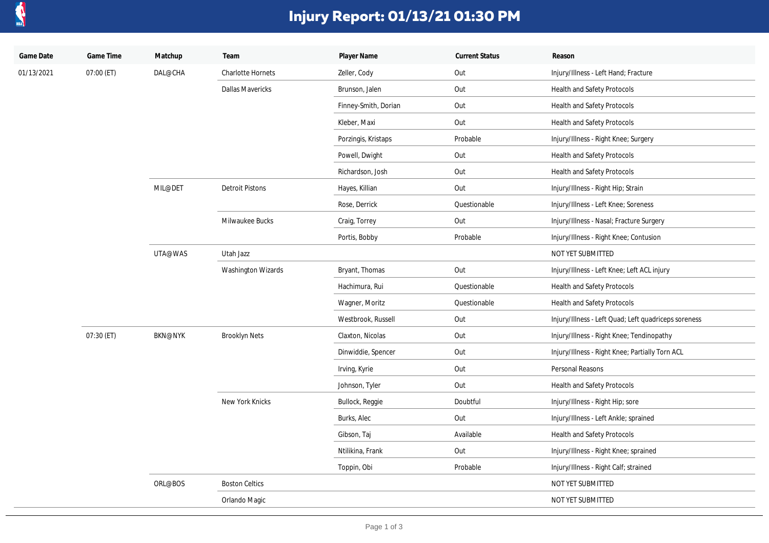# Injury Report: 01/13/21 01:30 PM

| Game Date | Game Time | Matchup | Team | Player Name | Current Status | Reason |
|---|---|---|---|---|---|---|
| 01/13/2021 | 07:00 (ET) | DAL@CHA | Charlotte Hornets | Zeller, Cody | Out | Injury/Illness - Left Hand; Fracture |
| | | | Dallas Mavericks | Brunson, Jalen | Out | Health and Safety Protocols |
| | | | | Finney-Smith, Dorian | Out | Health and Safety Protocols |
| | | | | Kleber, Maxi | Out | Health and Safety Protocols |
| | | | | Porzingis, Kristaps | Probable | Injury/Illness - Right Knee; Surgery |
| | | | | Powell, Dwight | Out | Health and Safety Protocols |
| | | | | Richardson, Josh | Out | Health and Safety Protocols |
| | | MIL@DET | Detroit Pistons | Hayes, Killian | Out | Injury/Illness - Right Hip; Strain |
| | | | | Rose, Derrick | Questionable | Injury/Illness - Left Knee; Soreness |
| | | | Milwaukee Bucks | Craig, Torrey | Out | Injury/Illness - Nasal; Fracture Surgery |
| | | | | Portis, Bobby | Probable | Injury/Illness - Right Knee; Contusion |
| | | UTA@WAS | Utah Jazz | | | NOT YET SUBMITTED |
| | | | Washington Wizards | Bryant, Thomas | Out | Injury/Illness - Left Knee; Left ACL injury |
| | | | | Hachimura, Rui | Questionable | Health and Safety Protocols |
| | | | | Wagner, Moritz | Questionable | Health and Safety Protocols |
| | | | | Westbrook, Russell | Out | Injury/Illness - Left Quad; Left quadriceps soreness |
| | 07:30 (ET) | BKN@NYK | Brooklyn Nets | Claxton, Nicolas | Out | Injury/Illness - Right Knee; Tendinopathy |
| | | | | Dinwiddie, Spencer | Out | Injury/Illness - Right Knee; Partially Torn ACL |
| | | | | Irving, Kyrie | Out | Personal Reasons |
| | | | | Johnson, Tyler | Out | Health and Safety Protocols |
| | | | New York Knicks | Bullock, Reggie | Doubtful | Injury/Illness - Right Hip; sore |
| | | | | Burks, Alec | Out | Injury/Illness - Left Ankle; sprained |
| | | | | Gibson, Taj | Available | Health and Safety Protocols |
| | | | | Ntilikina, Frank | Out | Injury/Illness - Right Knee; sprained |
| | | | | Toppin, Obi | Probable | Injury/Illness - Right Calf; strained |
| | | ORL@BOS | Boston Celtics | | | NOT YET SUBMITTED |
| | | | Orlando Magic | | | NOT YET SUBMITTED |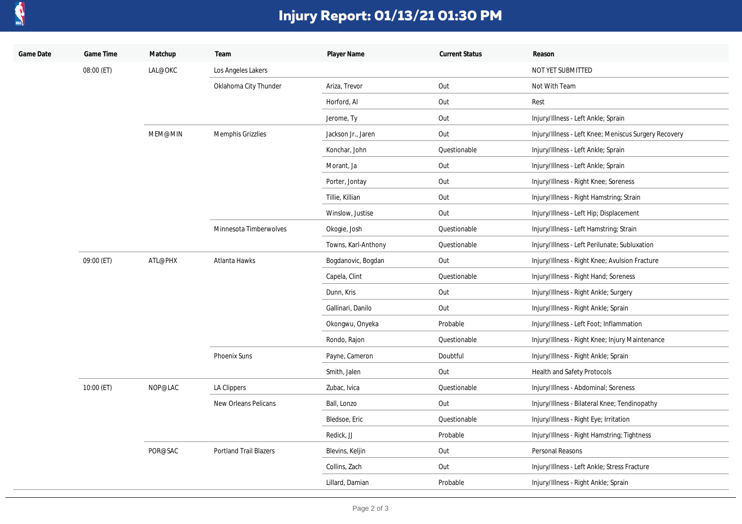# Injury Report: 01/13/21 01:30 PM

| Game Date | Game Time | Matchup | Team | Player Name | Current Status | Reason |
|---|---|---|---|---|---|---|
| | 08:00 (ET) | LAL@OKC | Los Angeles Lakers | | | NOT YET SUBMITTED |
| | | | Oklahoma City Thunder | Ariza, Trevor | Out | Not With Team |
| | | | | Horford, Al | Out | Rest |
| | | | | Jerome, Ty | Out | Injury/Illness - Left Ankle; Sprain |
| | | MEM@MIN | Memphis Grizzlies | Jackson Jr., Jaren | Out | Injury/Illness - Left Knee; Meniscus Surgery Recovery |
| | | | | Konchar, John | Questionable | Injury/Illness - Left Ankle; Sprain |
| | | | | Morant, Ja | Out | Injury/Illness - Left Ankle; Sprain |
| | | | | Porter, Jontay | Out | Injury/Illness - Right Knee; Soreness |
| | | | | Tillie, Killian | Out | Injury/Illness - Right Hamstring; Strain |
| | | | | Winslow, Justise | Out | Injury/Illness - Left Hip; Displacement |
| | | | Minnesota Timberwolves | Okogie, Josh | Questionable | Injury/Illness - Left Hamstring; Strain |
| | | | | Towns, Karl-Anthony | Questionable | Injury/Illness - Left Perilunate; Subluxation |
| | 09:00 (ET) | ATL@PHX | Atlanta Hawks | Bogdanovic, Bogdan | Out | Injury/Illness - Right Knee; Avulsion Fracture |
| | | | | Capela, Clint | Questionable | Injury/Illness - Right Hand; Soreness |
| | | | | Dunn, Kris | Out | Injury/Illness - Right Ankle; Surgery |
| | | | | Gallinari, Danilo | Out | Injury/Illness - Right Ankle; Sprain |
| | | | | Okongwu, Onyeka | Probable | Injury/Illness - Left Foot; Inflammation |
| | | | | Rondo, Rajon | Questionable | Injury/Illness - Right Knee; Injury Maintenance |
| | | | Phoenix Suns | Payne, Cameron | Doubtful | Injury/Illness - Right Ankle; Sprain |
| | | | | Smith, Jalen | Out | Health and Safety Protocols |
| | 10:00 (ET) | NOP@LAC | LA Clippers | Zubac, Ivica | Questionable | Injury/Illness - Abdominal; Soreness |
| | | | New Orleans Pelicans | Ball, Lonzo | Out | Injury/Illness - Bilateral Knee; Tendinopathy |
| | | | | Bledsoe, Eric | Questionable | Injury/Illness - Right Eye; Irritation |
| | | | | Redick, JJ | Probable | Injury/Illness - Right Hamstring; Tightness |
| | | POR@SAC | Portland Trail Blazers | Blevins, Keljin | Out | Personal Reasons |
| | | | | Collins, Zach | Out | Injury/Illness - Left Ankle; Stress Fracture |
| | | | | Lillard, Damian | Probable | Injury/Illness - Right Ankle; Sprain |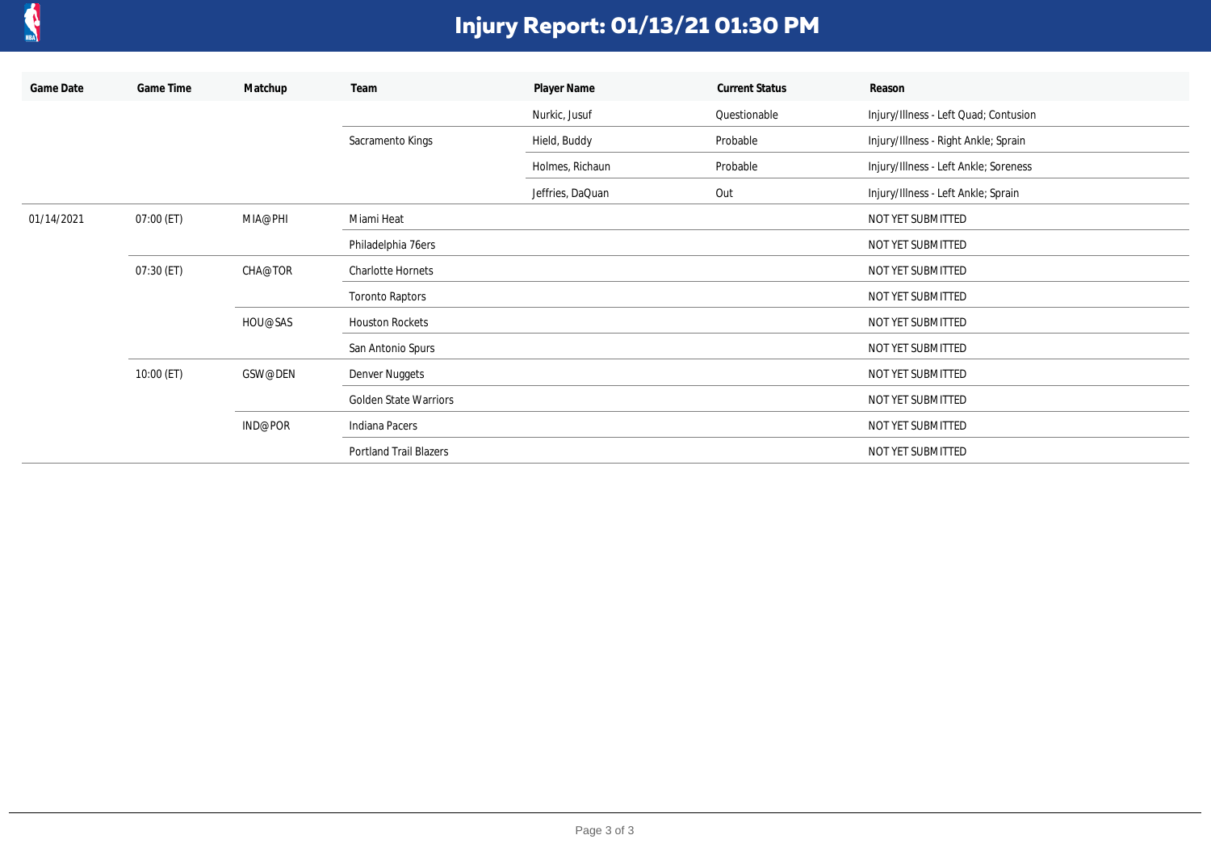# Injury Report: 01/13/21 01:30 PM

| Game Date | Game Time | Matchup | Team | Player Name | Current Status | Reason |
|---|---|---|---|---|---|---|
| | | | | Nurkic, Jusuf | Questionable | Injury/Illness - Left Quad; Contusion |
| | | | Sacramento Kings | Hield, Buddy | Probable | Injury/Illness - Right Ankle; Sprain |
| | | | | Holmes, Richaun | Probable | Injury/Illness - Left Ankle; Soreness |
| | | | | Jeffries, DaQuan | Out | Injury/Illness - Left Ankle; Sprain |
| 01/14/2021 | 07:00 (ET) | MIA@PHI | Miami Heat | | | NOT YET SUBMITTED |
| | | | Philadelphia 76ers | | | NOT YET SUBMITTED |
| | 07:30 (ET) | CHA@TOR | Charlotte Hornets | | | NOT YET SUBMITTED |
| | | | Toronto Raptors | | | NOT YET SUBMITTED |
| | | HOU@SAS | Houston Rockets | | | NOT YET SUBMITTED |
| | | | San Antonio Spurs | | | NOT YET SUBMITTED |
| | 10:00 (ET) | GSW@DEN | Denver Nuggets | | | NOT YET SUBMITTED |
| | | | Golden State Warriors | | | NOT YET SUBMITTED |
| | | IND@POR | Indiana Pacers | | | NOT YET SUBMITTED |
| | | | Portland Trail Blazers | | | NOT YET SUBMITTED |